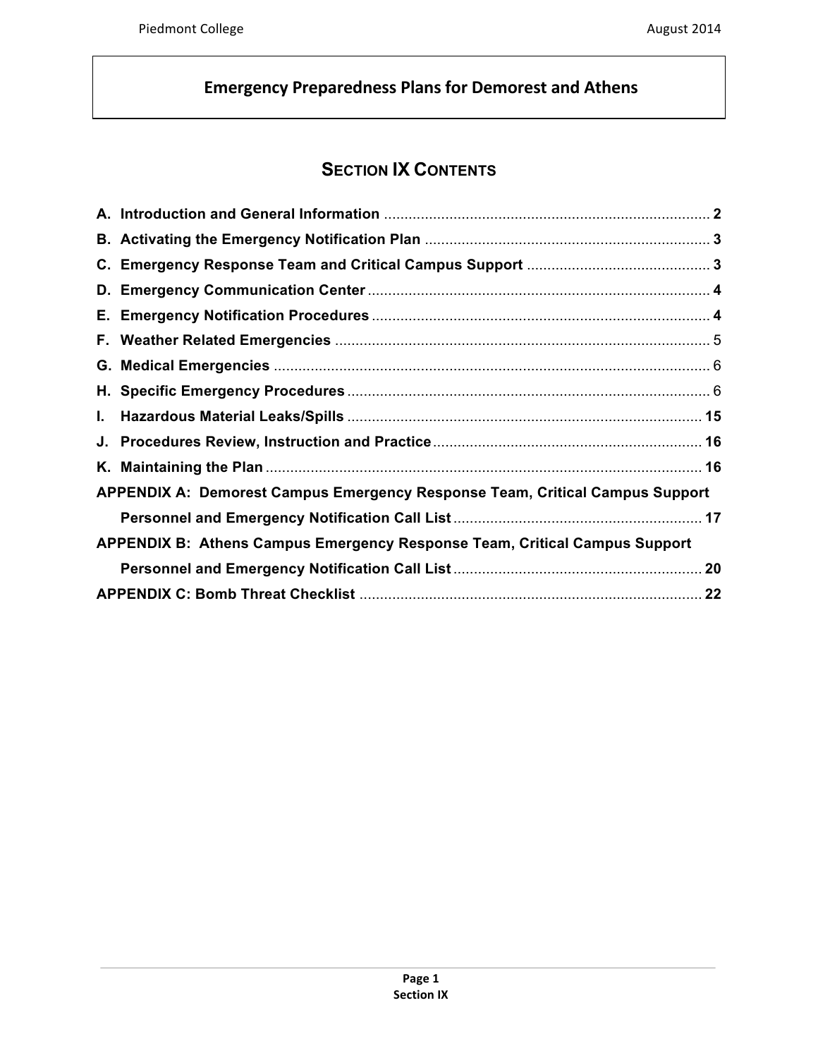# Emergency Preparedness Plans for Demorest and Athens

## SECTION IX CONTENTS

**A. Introduction and General Information** ........ **2**
**B. Activating the Emergency Notification Plan** ........ **3**
**C. Emergency Response Team and Critical Campus Support** ........ **3**
**D. Emergency Communication Center** ........ **4**
**E. Emergency Notification Procedures** ........ **4**
**F. Weather Related Emergencies** ........ 5
**G. Medical Emergencies** ........ 6
**H. Specific Emergency Procedures** ........ 6
**I. Hazardous Material Leaks/Spills** ........ **15**
**J. Procedures Review, Instruction and Practice** ........ **16**
**K. Maintaining the Plan** ........ **16**
**APPENDIX A: Demorest Campus Emergency Response Team, Critical Campus Support Personnel and Emergency Notification Call List** ........ **17**
**APPENDIX B: Athens Campus Emergency Response Team, Critical Campus Support Personnel and Emergency Notification Call List** ........ **20**
**APPENDIX C: Bomb Threat Checklist** ........ **22**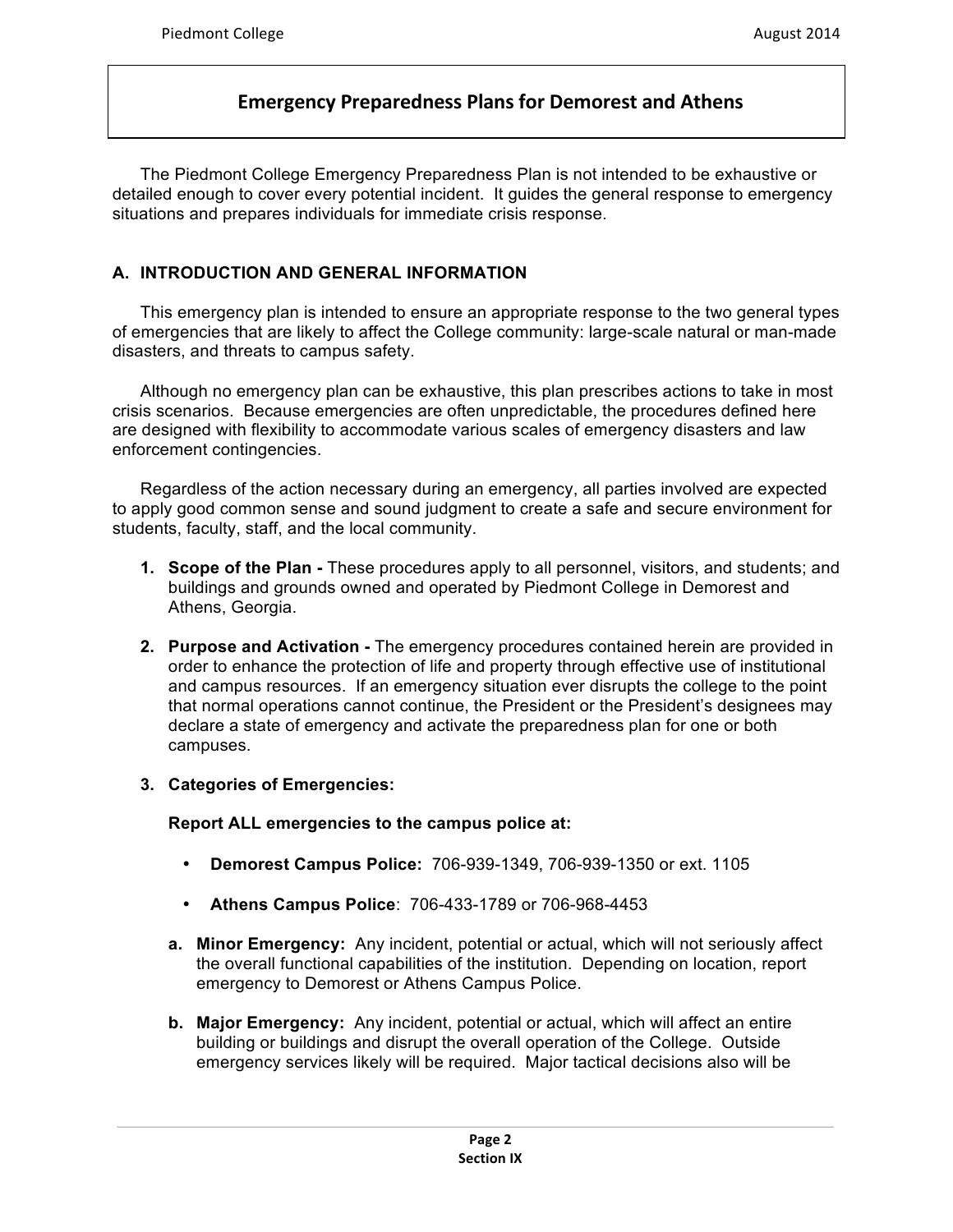# Emergency Preparedness Plans for Demorest and Athens

The Piedmont College Emergency Preparedness Plan is not intended to be exhaustive or detailed enough to cover every potential incident. It guides the general response to emergency situations and prepares individuals for immediate crisis response.

## A. INTRODUCTION AND GENERAL INFORMATION

This emergency plan is intended to ensure an appropriate response to the two general types of emergencies that are likely to affect the College community: large-scale natural or man-made disasters, and threats to campus safety.

Although no emergency plan can be exhaustive, this plan prescribes actions to take in most crisis scenarios. Because emergencies are often unpredictable, the procedures defined here are designed with flexibility to accommodate various scales of emergency disasters and law enforcement contingencies.

Regardless of the action necessary during an emergency, all parties involved are expected to apply good common sense and sound judgment to create a safe and secure environment for students, faculty, staff, and the local community.

1. **Scope of the Plan -** These procedures apply to all personnel, visitors, and students; and buildings and grounds owned and operated by Piedmont College in Demorest and Athens, Georgia.

2. **Purpose and Activation -** The emergency procedures contained herein are provided in order to enhance the protection of life and property through effective use of institutional and campus resources. If an emergency situation ever disrupts the college to the point that normal operations cannot continue, the President or the President's designees may declare a state of emergency and activate the preparedness plan for one or both campuses.

3. **Categories of Emergencies:**

   **Report ALL emergencies to the campus police at:**

   - **Demorest Campus Police:** 706-939-1349, 706-939-1350 or ext. 1105
   - **Athens Campus Police**: 706-433-1789 or 706-968-4453

   a. **Minor Emergency:** Any incident, potential or actual, which will not seriously affect the overall functional capabilities of the institution. Depending on location, report emergency to Demorest or Athens Campus Police.

   b. **Major Emergency:** Any incident, potential or actual, which will affect an entire building or buildings and disrupt the overall operation of the College. Outside emergency services likely will be required. Major tactical decisions also will be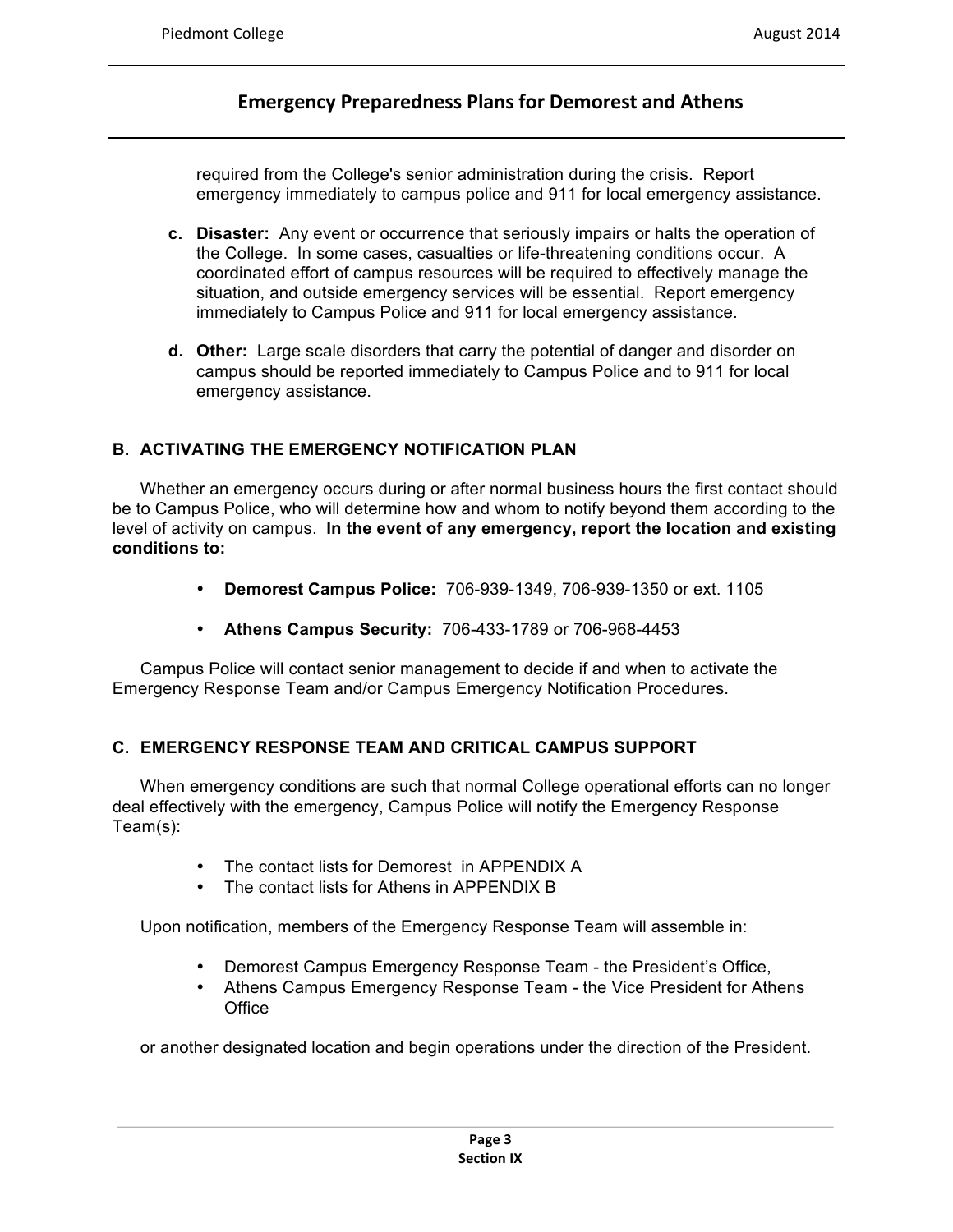required from the College's senior administration during the crisis. Report emergency immediately to campus police and 911 for local emergency assistance.

c. **Disaster:** Any event or occurrence that seriously impairs or halts the operation of the College. In some cases, casualties or life-threatening conditions occur. A coordinated effort of campus resources will be required to effectively manage the situation, and outside emergency services will be essential. Report emergency immediately to Campus Police and 911 for local emergency assistance.

d. **Other:** Large scale disorders that carry the potential of danger and disorder on campus should be reported immediately to Campus Police and to 911 for local emergency assistance.

## B. ACTIVATING THE EMERGENCY NOTIFICATION PLAN

Whether an emergency occurs during or after normal business hours the first contact should be to Campus Police, who will determine how and whom to notify beyond them according to the level of activity on campus. **In the event of any emergency, report the location and existing conditions to:**

- **Demorest Campus Police:** 706-939-1349, 706-939-1350 or ext. 1105
- **Athens Campus Security:** 706-433-1789 or 706-968-4453

Campus Police will contact senior management to decide if and when to activate the Emergency Response Team and/or Campus Emergency Notification Procedures.

## C. EMERGENCY RESPONSE TEAM AND CRITICAL CAMPUS SUPPORT

When emergency conditions are such that normal College operational efforts can no longer deal effectively with the emergency, Campus Police will notify the Emergency Response Team(s):

- The contact lists for Demorest in APPENDIX A
- The contact lists for Athens in APPENDIX B

Upon notification, members of the Emergency Response Team will assemble in:

- Demorest Campus Emergency Response Team - the President's Office,
- Athens Campus Emergency Response Team - the Vice President for Athens Office

or another designated location and begin operations under the direction of the President.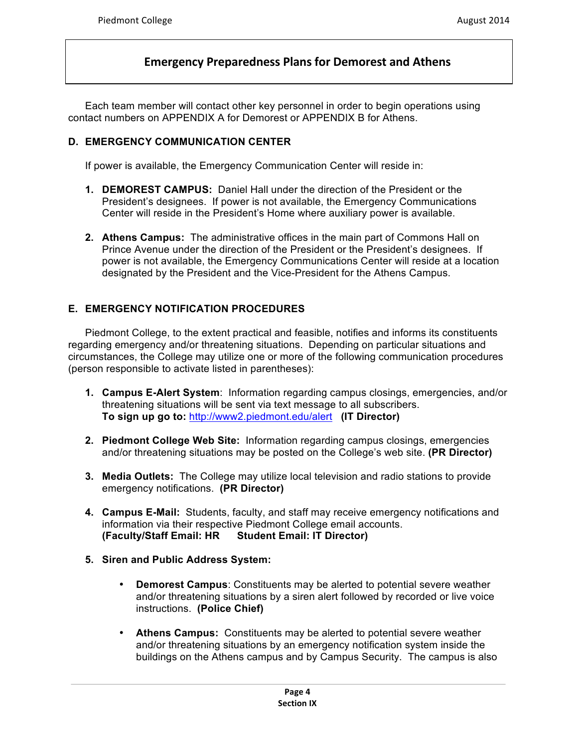## Emergency Preparedness Plans for Demorest and Athens

Each team member will contact other key personnel in order to begin operations using contact numbers on APPENDIX A for Demorest or APPENDIX B for Athens.

### D. EMERGENCY COMMUNICATION CENTER

If power is available, the Emergency Communication Center will reside in:

1. **DEMOREST CAMPUS:** Daniel Hall under the direction of the President or the President's designees. If power is not available, the Emergency Communications Center will reside in the President's Home where auxiliary power is available.

2. **Athens Campus:** The administrative offices in the main part of Commons Hall on Prince Avenue under the direction of the President or the President's designees. If power is not available, the Emergency Communications Center will reside at a location designated by the President and the Vice-President for the Athens Campus.

### E. EMERGENCY NOTIFICATION PROCEDURES

Piedmont College, to the extent practical and feasible, notifies and informs its constituents regarding emergency and/or threatening situations. Depending on particular situations and circumstances, the College may utilize one or more of the following communication procedures (person responsible to activate listed in parentheses):

1. **Campus E-Alert System**: Information regarding campus closings, emergencies, and/or threatening situations will be sent via text message to all subscribers.
   **To sign up go to:** http://www2.piedmont.edu/alert **(IT Director)**

2. **Piedmont College Web Site:** Information regarding campus closings, emergencies and/or threatening situations may be posted on the College's web site. **(PR Director)**

3. **Media Outlets:** The College may utilize local television and radio stations to provide emergency notifications. **(PR Director)**

4. **Campus E-Mail:** Students, faculty, and staff may receive emergency notifications and information via their respective Piedmont College email accounts.
   **(Faculty/Staff Email: HR Student Email: IT Director)**

5. **Siren and Public Address System:**

   - **Demorest Campus**: Constituents may be alerted to potential severe weather and/or threatening situations by a siren alert followed by recorded or live voice instructions. **(Police Chief)**

   - **Athens Campus:** Constituents may be alerted to potential severe weather and/or threatening situations by an emergency notification system inside the buildings on the Athens campus and by Campus Security. The campus is also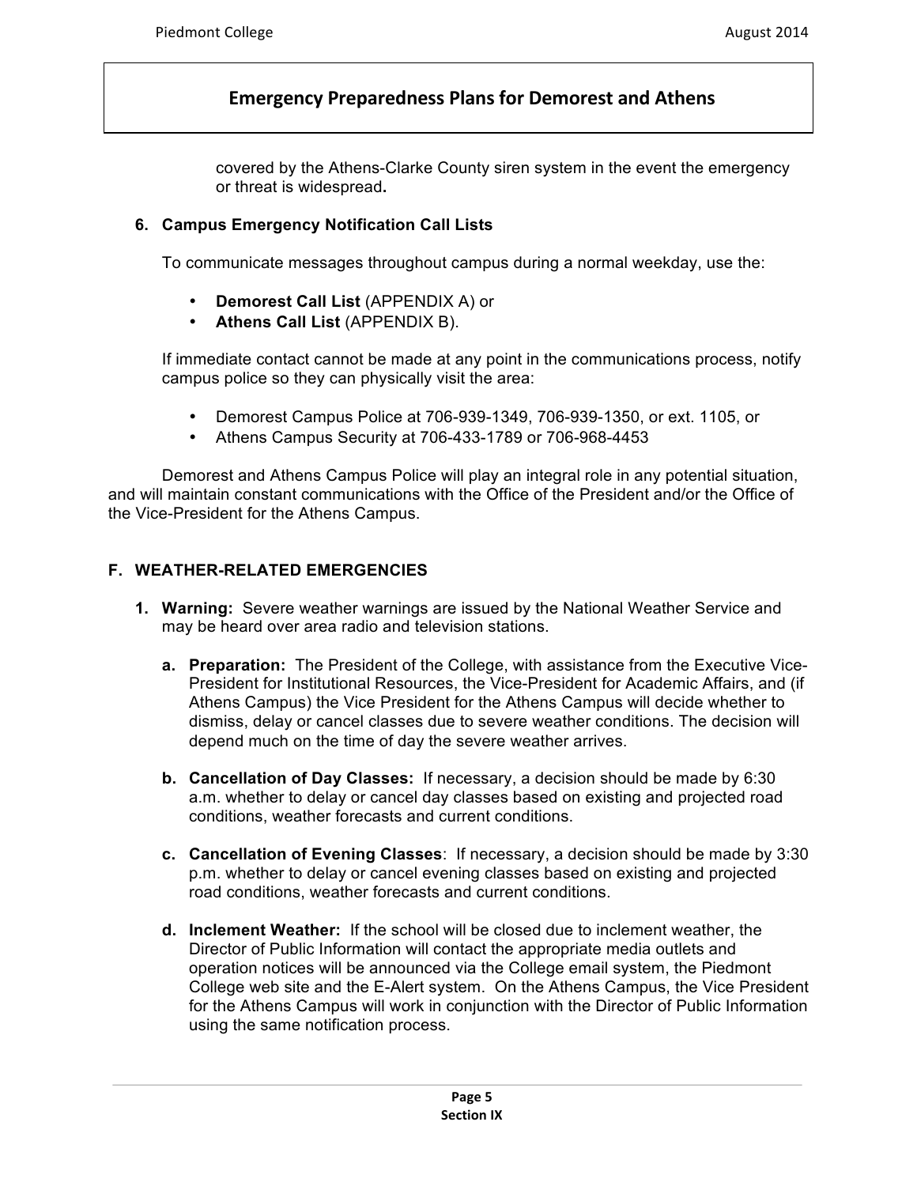covered by the Athens-Clarke County siren system in the event the emergency or threat is widespread**.**

### 6. Campus Emergency Notification Call Lists

To communicate messages throughout campus during a normal weekday, use the:

- **Demorest Call List** (APPENDIX A) or
- **Athens Call List** (APPENDIX B).

If immediate contact cannot be made at any point in the communications process, notify campus police so they can physically visit the area:

- Demorest Campus Police at 706-939-1349, 706-939-1350, or ext. 1105, or
- Athens Campus Security at 706-433-1789 or 706-968-4453

Demorest and Athens Campus Police will play an integral role in any potential situation, and will maintain constant communications with the Office of the President and/or the Office of the Vice-President for the Athens Campus.

## F. WEATHER-RELATED EMERGENCIES

**1. Warning:** Severe weather warnings are issued by the National Weather Service and may be heard over area radio and television stations.

**a. Preparation:** The President of the College, with assistance from the Executive Vice-President for Institutional Resources, the Vice-President for Academic Affairs, and (if Athens Campus) the Vice President for the Athens Campus will decide whether to dismiss, delay or cancel classes due to severe weather conditions. The decision will depend much on the time of day the severe weather arrives.

**b. Cancellation of Day Classes:** If necessary, a decision should be made by 6:30 a.m. whether to delay or cancel day classes based on existing and projected road conditions, weather forecasts and current conditions.

**c. Cancellation of Evening Classes**: If necessary, a decision should be made by 3:30 p.m. whether to delay or cancel evening classes based on existing and projected road conditions, weather forecasts and current conditions.

**d. Inclement Weather:** If the school will be closed due to inclement weather, the Director of Public Information will contact the appropriate media outlets and operation notices will be announced via the College email system, the Piedmont College web site and the E-Alert system. On the Athens Campus, the Vice President for the Athens Campus will work in conjunction with the Director of Public Information using the same notification process.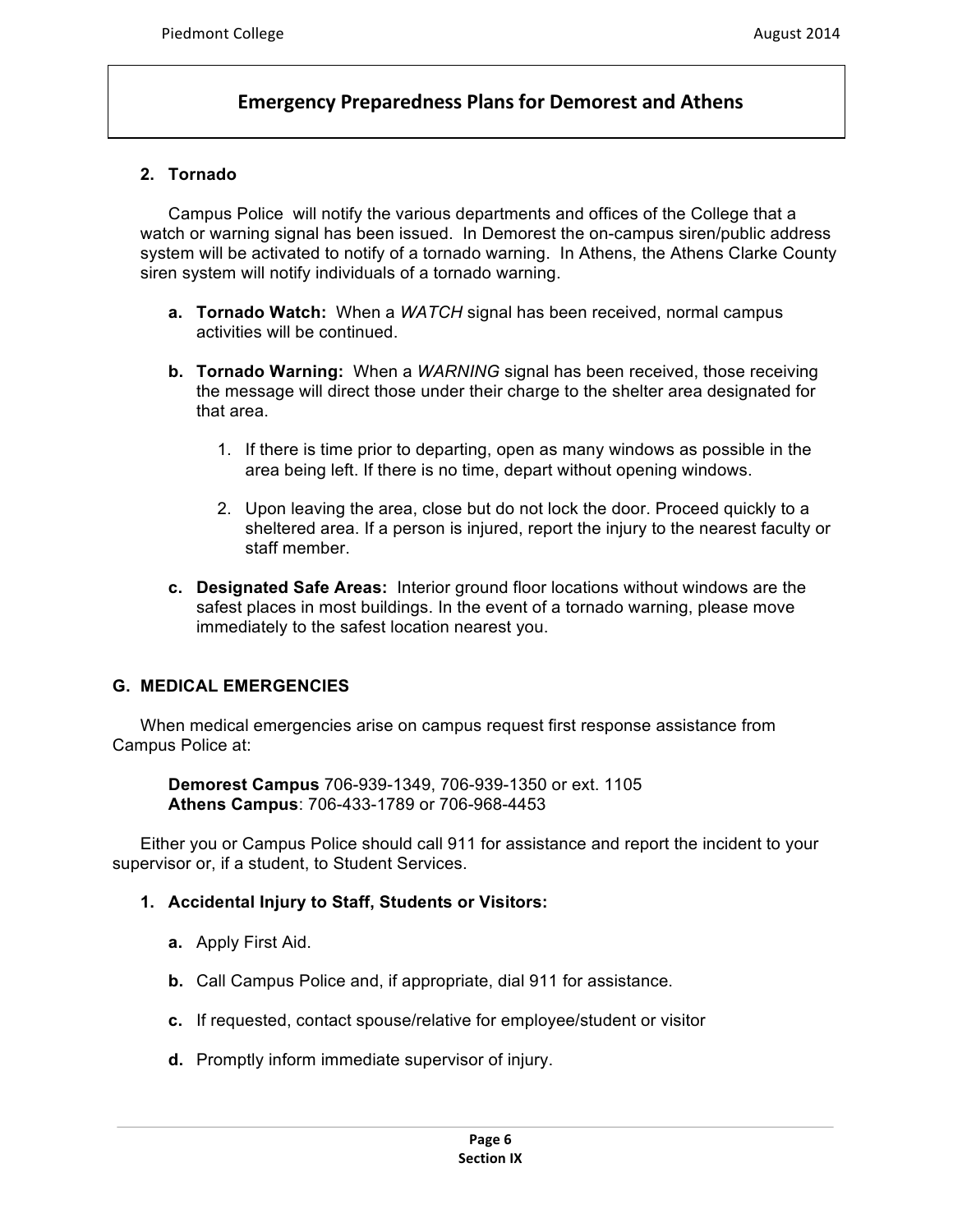## Emergency Preparedness Plans for Demorest and Athens

### 2. Tornado

Campus Police will notify the various departments and offices of the College that a watch or warning signal has been issued. In Demorest the on-campus siren/public address system will be activated to notify of a tornado warning. In Athens, the Athens Clarke County siren system will notify individuals of a tornado warning.

**a. Tornado Watch:** When a *WATCH* signal has been received, normal campus activities will be continued.

**b. Tornado Warning:** When a *WARNING* signal has been received, those receiving the message will direct those under their charge to the shelter area designated for that area.

1. If there is time prior to departing, open as many windows as possible in the area being left. If there is no time, depart without opening windows.
2. Upon leaving the area, close but do not lock the door. Proceed quickly to a sheltered area. If a person is injured, report the injury to the nearest faculty or staff member.

**c. Designated Safe Areas:** Interior ground floor locations without windows are the safest places in most buildings. In the event of a tornado warning, please move immediately to the safest location nearest you.

## G. MEDICAL EMERGENCIES

When medical emergencies arise on campus request first response assistance from Campus Police at:

**Demorest Campus** 706-939-1349, 706-939-1350 or ext. 1105
**Athens Campus**: 706-433-1789 or 706-968-4453

Either you or Campus Police should call 911 for assistance and report the incident to your supervisor or, if a student, to Student Services.

### 1. Accidental Injury to Staff, Students or Visitors:

**a.** Apply First Aid.

**b.** Call Campus Police and, if appropriate, dial 911 for assistance.

**c.** If requested, contact spouse/relative for employee/student or visitor

**d.** Promptly inform immediate supervisor of injury.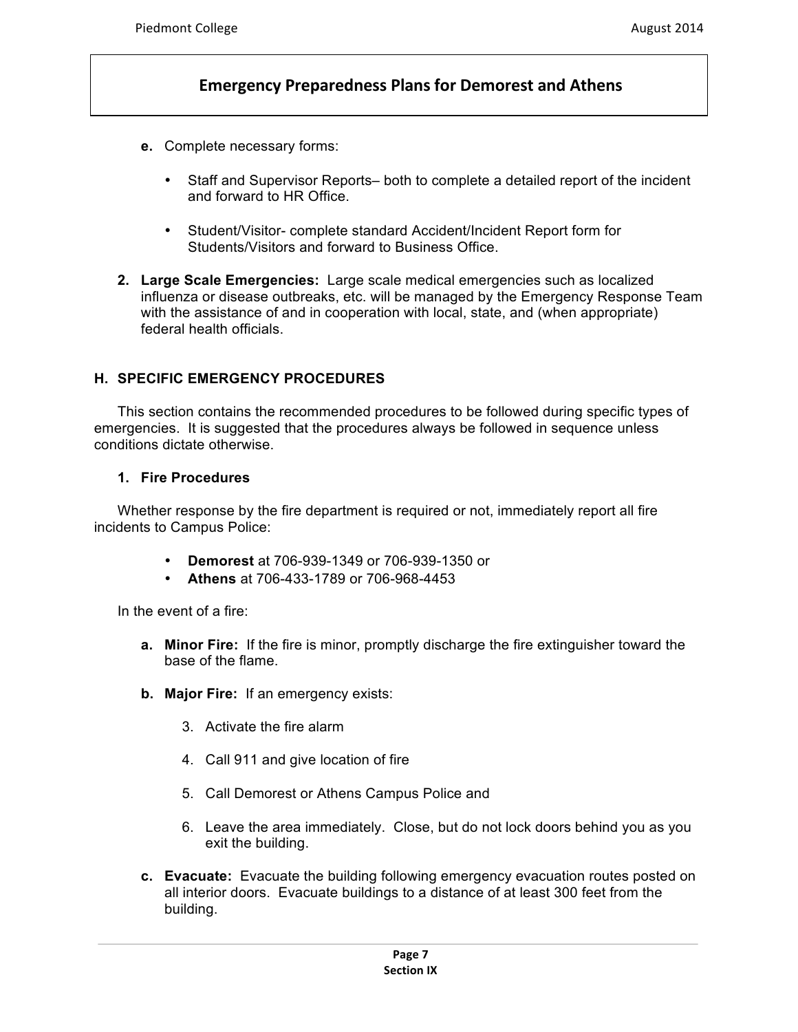**Emergency Preparedness Plans for Demorest and Athens**

- **e.** Complete necessary forms:
  - Staff and Supervisor Reports– both to complete a detailed report of the incident and forward to HR Office.
  - Student/Visitor- complete standard Accident/Incident Report form for Students/Visitors and forward to Business Office.

**2. Large Scale Emergencies:** Large scale medical emergencies such as localized influenza or disease outbreaks, etc. will be managed by the Emergency Response Team with the assistance of and in cooperation with local, state, and (when appropriate) federal health officials.

## H. SPECIFIC EMERGENCY PROCEDURES

This section contains the recommended procedures to be followed during specific types of emergencies. It is suggested that the procedures always be followed in sequence unless conditions dictate otherwise.

### 1. Fire Procedures

Whether response by the fire department is required or not, immediately report all fire incidents to Campus Police:

- **Demorest** at 706-939-1349 or 706-939-1350 or
- **Athens** at 706-433-1789 or 706-968-4453

In the event of a fire:

- **a. Minor Fire:** If the fire is minor, promptly discharge the fire extinguisher toward the base of the flame.
- **b. Major Fire:** If an emergency exists:
  3. Activate the fire alarm
  4. Call 911 and give location of fire
  5. Call Demorest or Athens Campus Police and
  6. Leave the area immediately. Close, but do not lock doors behind you as you exit the building.
- **c. Evacuate:** Evacuate the building following emergency evacuation routes posted on all interior doors. Evacuate buildings to a distance of at least 300 feet from the building.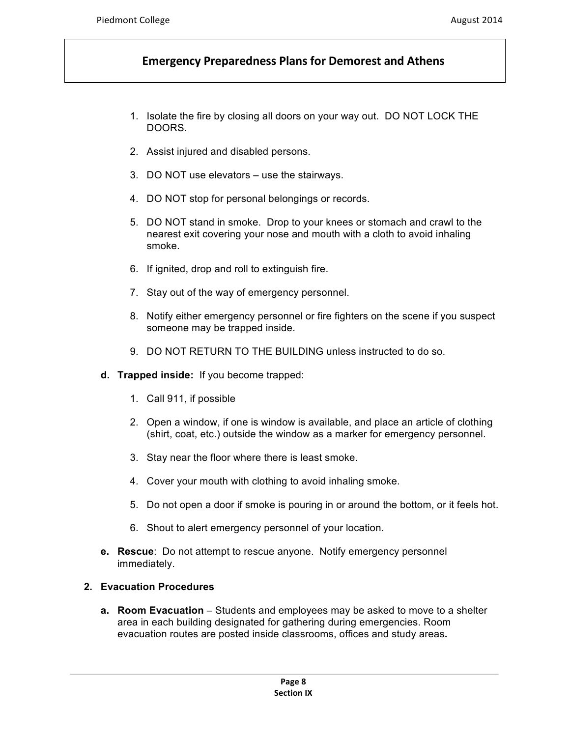## Emergency Preparedness Plans for Demorest and Athens

1. Isolate the fire by closing all doors on your way out. DO NOT LOCK THE DOORS.

2. Assist injured and disabled persons.

3. DO NOT use elevators – use the stairways.

4. DO NOT stop for personal belongings or records.

5. DO NOT stand in smoke. Drop to your knees or stomach and crawl to the nearest exit covering your nose and mouth with a cloth to avoid inhaling smoke.

6. If ignited, drop and roll to extinguish fire.

7. Stay out of the way of emergency personnel.

8. Notify either emergency personnel or fire fighters on the scene if you suspect someone may be trapped inside.

9. DO NOT RETURN TO THE BUILDING unless instructed to do so.

**d. Trapped inside:** If you become trapped:

1. Call 911, if possible

2. Open a window, if one is window is available, and place an article of clothing (shirt, coat, etc.) outside the window as a marker for emergency personnel.

3. Stay near the floor where there is least smoke.

4. Cover your mouth with clothing to avoid inhaling smoke.

5. Do not open a door if smoke is pouring in or around the bottom, or it feels hot.

6. Shout to alert emergency personnel of your location.

**e. Rescue**: Do not attempt to rescue anyone. Notify emergency personnel immediately.

**2. Evacuation Procedures**

**a. Room Evacuation** – Students and employees may be asked to move to a shelter area in each building designated for gathering during emergencies. Room evacuation routes are posted inside classrooms, offices and study areas**.**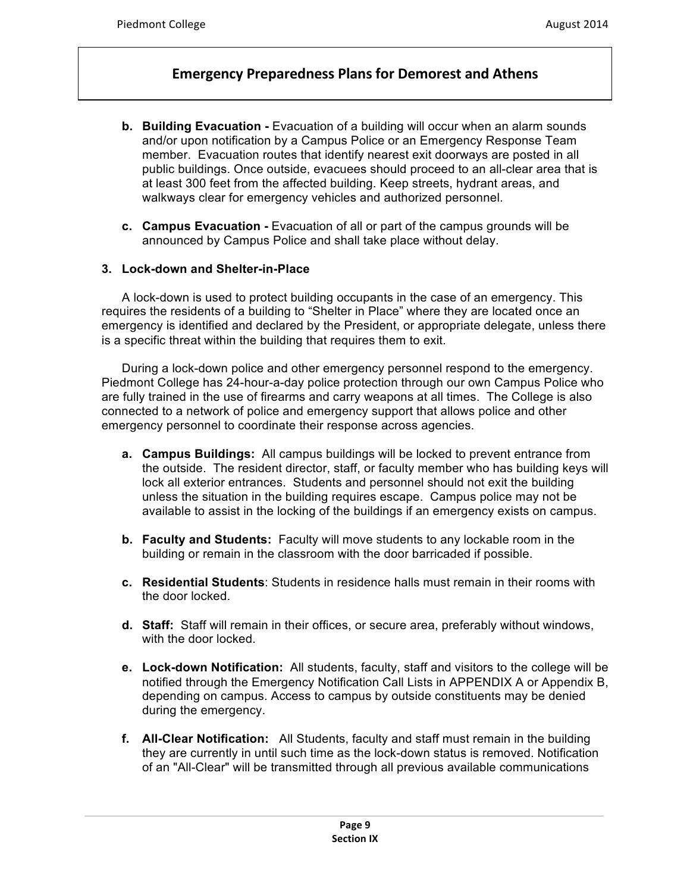- **b. Building Evacuation -** Evacuation of a building will occur when an alarm sounds and/or upon notification by a Campus Police or an Emergency Response Team member. Evacuation routes that identify nearest exit doorways are posted in all public buildings. Once outside, evacuees should proceed to an all-clear area that is at least 300 feet from the affected building. Keep streets, hydrant areas, and walkways clear for emergency vehicles and authorized personnel.

- **c. Campus Evacuation -** Evacuation of all or part of the campus grounds will be announced by Campus Police and shall take place without delay.

**3. Lock-down and Shelter-in-Place**

A lock-down is used to protect building occupants in the case of an emergency. This requires the residents of a building to "Shelter in Place" where they are located once an emergency is identified and declared by the President, or appropriate delegate, unless there is a specific threat within the building that requires them to exit.

During a lock-down police and other emergency personnel respond to the emergency. Piedmont College has 24-hour-a-day police protection through our own Campus Police who are fully trained in the use of firearms and carry weapons at all times. The College is also connected to a network of police and emergency support that allows police and other emergency personnel to coordinate their response across agencies.

- **a. Campus Buildings:** All campus buildings will be locked to prevent entrance from the outside. The resident director, staff, or faculty member who has building keys will lock all exterior entrances. Students and personnel should not exit the building unless the situation in the building requires escape. Campus police may not be available to assist in the locking of the buildings if an emergency exists on campus.

- **b. Faculty and Students:** Faculty will move students to any lockable room in the building or remain in the classroom with the door barricaded if possible.

- **c. Residential Students**: Students in residence halls must remain in their rooms with the door locked.

- **d. Staff:** Staff will remain in their offices, or secure area, preferably without windows, with the door locked.

- **e. Lock-down Notification:** All students, faculty, staff and visitors to the college will be notified through the Emergency Notification Call Lists in APPENDIX A or Appendix B, depending on campus. Access to campus by outside constituents may be denied during the emergency.

- **f. All-Clear Notification:** All Students, faculty and staff must remain in the building they are currently in until such time as the lock-down status is removed. Notification of an "All-Clear" will be transmitted through all previous available communications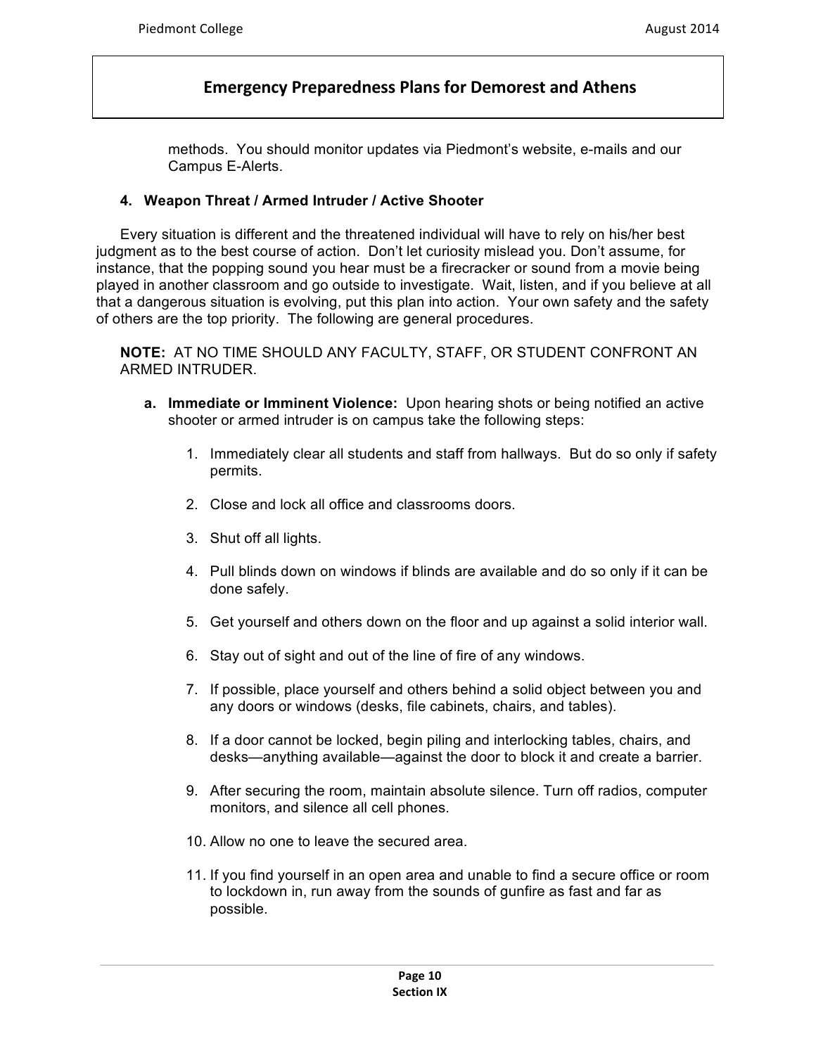methods. You should monitor updates via Piedmont's website, e-mails and our Campus E-Alerts.

### 4. Weapon Threat / Armed Intruder / Active Shooter

Every situation is different and the threatened individual will have to rely on his/her best judgment as to the best course of action. Don't let curiosity mislead you. Don't assume, for instance, that the popping sound you hear must be a firecracker or sound from a movie being played in another classroom and go outside to investigate. Wait, listen, and if you believe at all that a dangerous situation is evolving, put this plan into action. Your own safety and the safety of others are the top priority. The following are general procedures.

**NOTE:** AT NO TIME SHOULD ANY FACULTY, STAFF, OR STUDENT CONFRONT AN ARMED INTRUDER.

a. **Immediate or Imminent Violence:** Upon hearing shots or being notified an active shooter or armed intruder is on campus take the following steps:

1. Immediately clear all students and staff from hallways. But do so only if safety permits.
2. Close and lock all office and classrooms doors.
3. Shut off all lights.
4. Pull blinds down on windows if blinds are available and do so only if it can be done safely.
5. Get yourself and others down on the floor and up against a solid interior wall.
6. Stay out of sight and out of the line of fire of any windows.
7. If possible, place yourself and others behind a solid object between you and any doors or windows (desks, file cabinets, chairs, and tables).
8. If a door cannot be locked, begin piling and interlocking tables, chairs, and desks—anything available—against the door to block it and create a barrier.
9. After securing the room, maintain absolute silence. Turn off radios, computer monitors, and silence all cell phones.
10. Allow no one to leave the secured area.
11. If you find yourself in an open area and unable to find a secure office or room to lockdown in, run away from the sounds of gunfire as fast and far as possible.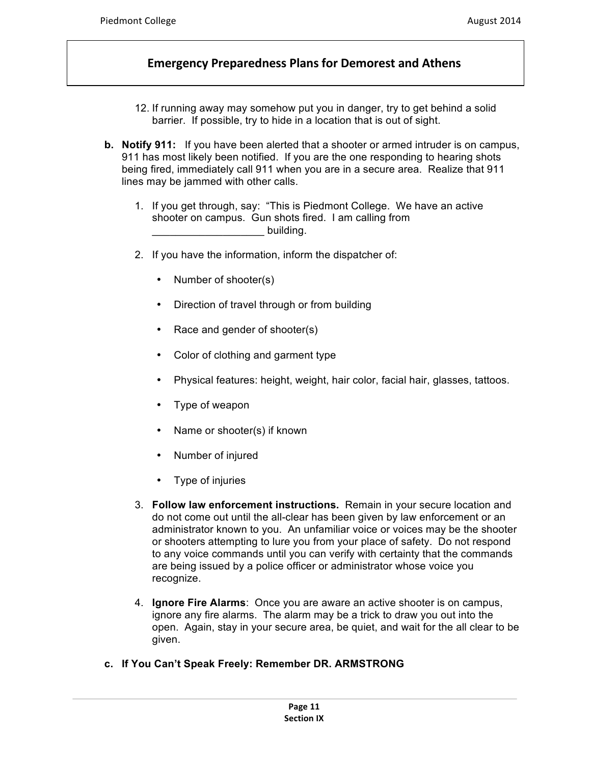12. If running away may somehow put you in danger, try to get behind a solid barrier. If possible, try to hide in a location that is out of sight.

**b. Notify 911:** If you have been alerted that a shooter or armed intruder is on campus, 911 has most likely been notified. If you are the one responding to hearing shots being fired, immediately call 911 when you are in a secure area. Realize that 911 lines may be jammed with other calls.

1. If you get through, say: "This is Piedmont College. We have an active shooter on campus. Gun shots fired. I am calling from ___________________ building.
2. If you have the information, inform the dispatcher of:
   - Number of shooter(s)
   - Direction of travel through or from building
   - Race and gender of shooter(s)
   - Color of clothing and garment type
   - Physical features: height, weight, hair color, facial hair, glasses, tattoos.
   - Type of weapon
   - Name or shooter(s) if known
   - Number of injured
   - Type of injuries
3. **Follow law enforcement instructions.** Remain in your secure location and do not come out until the all-clear has been given by law enforcement or an administrator known to you. An unfamiliar voice or voices may be the shooter or shooters attempting to lure you from your place of safety. Do not respond to any voice commands until you can verify with certainty that the commands are being issued by a police officer or administrator whose voice you recognize.
4. **Ignore Fire Alarms**: Once you are aware an active shooter is on campus, ignore any fire alarms. The alarm may be a trick to draw you out into the open. Again, stay in your secure area, be quiet, and wait for the all clear to be given.

**c. If You Can't Speak Freely: Remember DR. ARMSTRONG**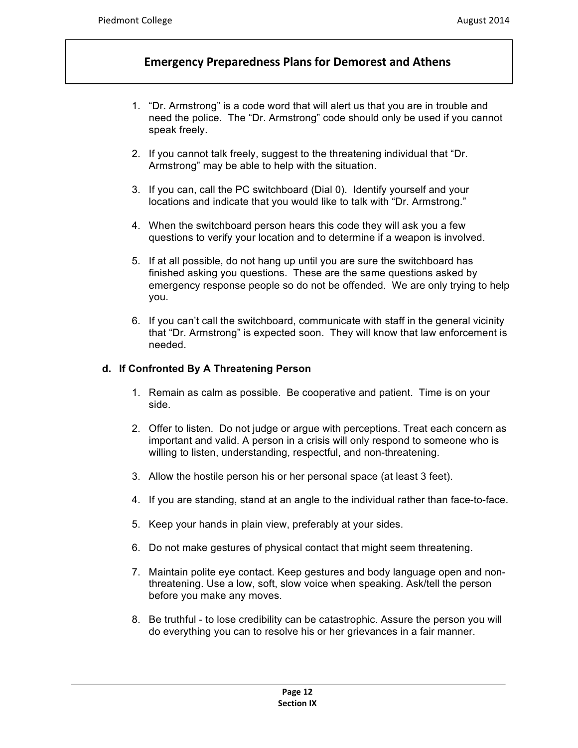## Emergency Preparedness Plans for Demorest and Athens

1. "Dr. Armstrong" is a code word that will alert us that you are in trouble and need the police. The "Dr. Armstrong" code should only be used if you cannot speak freely.

2. If you cannot talk freely, suggest to the threatening individual that "Dr. Armstrong" may be able to help with the situation.

3. If you can, call the PC switchboard (Dial 0). Identify yourself and your locations and indicate that you would like to talk with "Dr. Armstrong."

4. When the switchboard person hears this code they will ask you a few questions to verify your location and to determine if a weapon is involved.

5. If at all possible, do not hang up until you are sure the switchboard has finished asking you questions. These are the same questions asked by emergency response people so do not be offended. We are only trying to help you.

6. If you can't call the switchboard, communicate with staff in the general vicinity that "Dr. Armstrong" is expected soon. They will know that law enforcement is needed.

### d. If Confronted By A Threatening Person

1. Remain as calm as possible. Be cooperative and patient. Time is on your side.

2. Offer to listen. Do not judge or argue with perceptions. Treat each concern as important and valid. A person in a crisis will only respond to someone who is willing to listen, understanding, respectful, and non-threatening.

3. Allow the hostile person his or her personal space (at least 3 feet).

4. If you are standing, stand at an angle to the individual rather than face-to-face.

5. Keep your hands in plain view, preferably at your sides.

6. Do not make gestures of physical contact that might seem threatening.

7. Maintain polite eye contact. Keep gestures and body language open and non-threatening. Use a low, soft, slow voice when speaking. Ask/tell the person before you make any moves.

8. Be truthful - to lose credibility can be catastrophic. Assure the person you will do everything you can to resolve his or her grievances in a fair manner.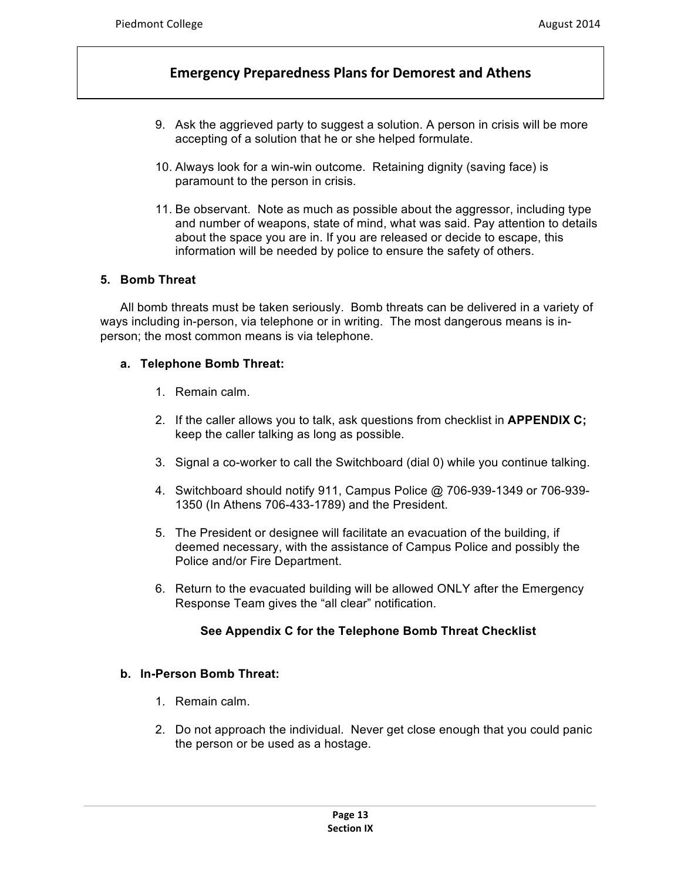9. Ask the aggrieved party to suggest a solution. A person in crisis will be more accepting of a solution that he or she helped formulate.

10. Always look for a win-win outcome. Retaining dignity (saving face) is paramount to the person in crisis.

11. Be observant. Note as much as possible about the aggressor, including type and number of weapons, state of mind, what was said. Pay attention to details about the space you are in. If you are released or decide to escape, this information will be needed by police to ensure the safety of others.

### 5. Bomb Threat

All bomb threats must be taken seriously. Bomb threats can be delivered in a variety of ways including in-person, via telephone or in writing. The most dangerous means is in-person; the most common means is via telephone.

#### a. Telephone Bomb Threat:

1. Remain calm.

2. If the caller allows you to talk, ask questions from checklist in **APPENDIX C;** keep the caller talking as long as possible.

3. Signal a co-worker to call the Switchboard (dial 0) while you continue talking.

4. Switchboard should notify 911, Campus Police @ 706-939-1349 or 706-939-1350 (In Athens 706-433-1789) and the President.

5. The President or designee will facilitate an evacuation of the building, if deemed necessary, with the assistance of Campus Police and possibly the Police and/or Fire Department.

6. Return to the evacuated building will be allowed ONLY after the Emergency Response Team gives the "all clear" notification.

**See Appendix C for the Telephone Bomb Threat Checklist**

#### b. In-Person Bomb Threat:

1. Remain calm.

2. Do not approach the individual. Never get close enough that you could panic the person or be used as a hostage.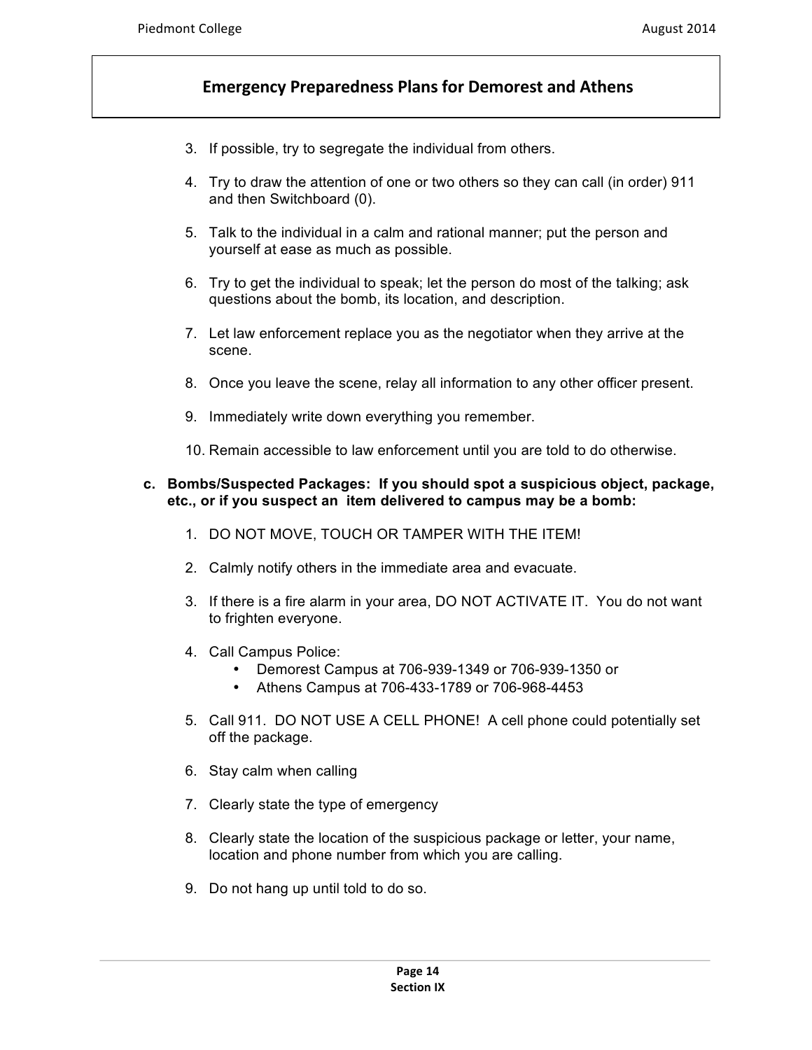3. If possible, try to segregate the individual from others.

4. Try to draw the attention of one or two others so they can call (in order) 911 and then Switchboard (0).

5. Talk to the individual in a calm and rational manner; put the person and yourself at ease as much as possible.

6. Try to get the individual to speak; let the person do most of the talking; ask questions about the bomb, its location, and description.

7. Let law enforcement replace you as the negotiator when they arrive at the scene.

8. Once you leave the scene, relay all information to any other officer present.

9. Immediately write down everything you remember.

10. Remain accessible to law enforcement until you are told to do otherwise.

**c. Bombs/Suspected Packages: If you should spot a suspicious object, package, etc., or if you suspect an item delivered to campus may be a bomb:**

1. DO NOT MOVE, TOUCH OR TAMPER WITH THE ITEM!

2. Calmly notify others in the immediate area and evacuate.

3. If there is a fire alarm in your area, DO NOT ACTIVATE IT. You do not want to frighten everyone.

4. Call Campus Police:
   - Demorest Campus at 706-939-1349 or 706-939-1350 or
   - Athens Campus at 706-433-1789 or 706-968-4453

5. Call 911. DO NOT USE A CELL PHONE! A cell phone could potentially set off the package.

6. Stay calm when calling

7. Clearly state the type of emergency

8. Clearly state the location of the suspicious package or letter, your name, location and phone number from which you are calling.

9. Do not hang up until told to do so.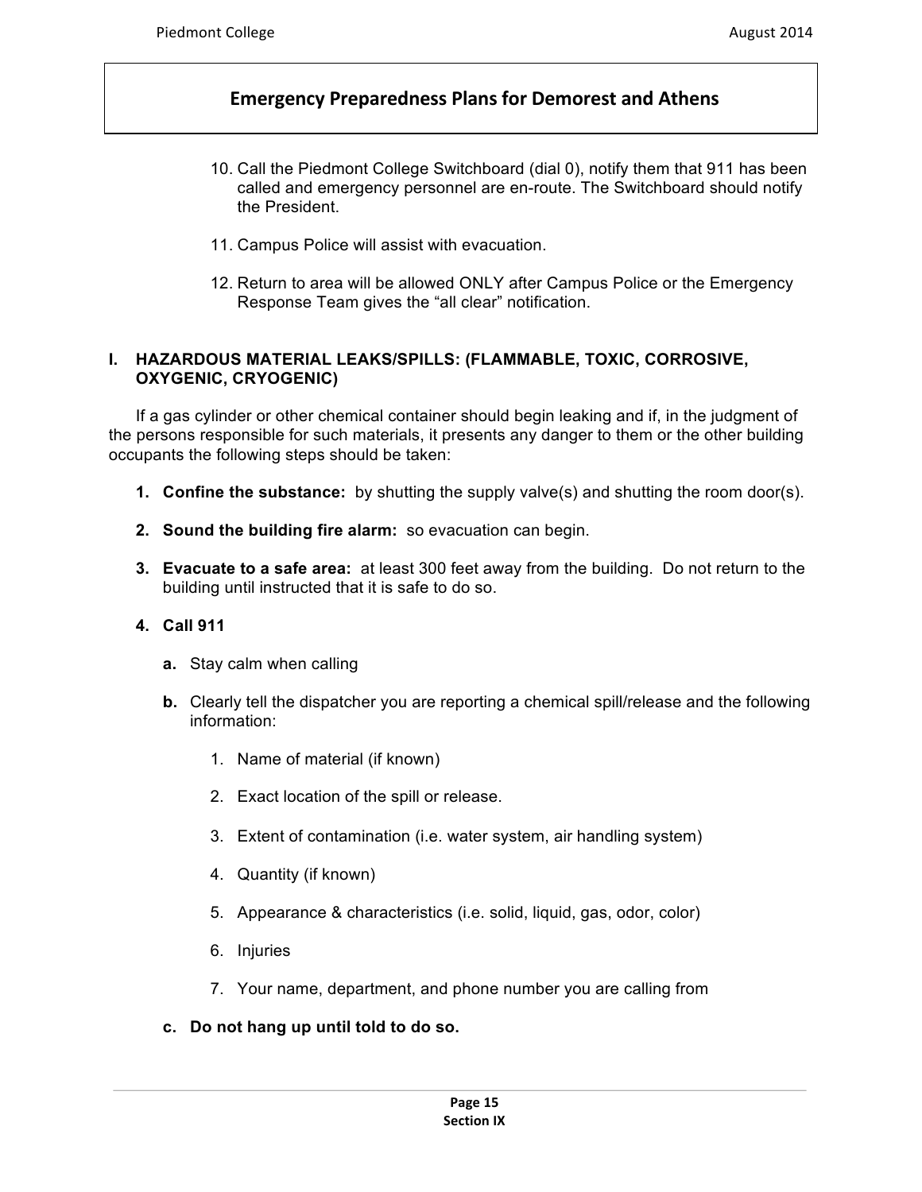## Emergency Preparedness Plans for Demorest and Athens

10. Call the Piedmont College Switchboard (dial 0), notify them that 911 has been called and emergency personnel are en-route. The Switchboard should notify the President.

11. Campus Police will assist with evacuation.

12. Return to area will be allowed ONLY after Campus Police or the Emergency Response Team gives the "all clear" notification.

### I. HAZARDOUS MATERIAL LEAKS/SPILLS: (FLAMMABLE, TOXIC, CORROSIVE, OXYGENIC, CRYOGENIC)

If a gas cylinder or other chemical container should begin leaking and if, in the judgment of the persons responsible for such materials, it presents any danger to them or the other building occupants the following steps should be taken:

1. **Confine the substance:** by shutting the supply valve(s) and shutting the room door(s).

2. **Sound the building fire alarm:** so evacuation can begin.

3. **Evacuate to a safe area:** at least 300 feet away from the building. Do not return to the building until instructed that it is safe to do so.

4. **Call 911**

   **a.** Stay calm when calling

   **b.** Clearly tell the dispatcher you are reporting a chemical spill/release and the following information:

      1. Name of material (if known)

      2. Exact location of the spill or release.

      3. Extent of contamination (i.e. water system, air handling system)

      4. Quantity (if known)

      5. Appearance & characteristics (i.e. solid, liquid, gas, odor, color)

      6. Injuries

      7. Your name, department, and phone number you are calling from

   **c. Do not hang up until told to do so.**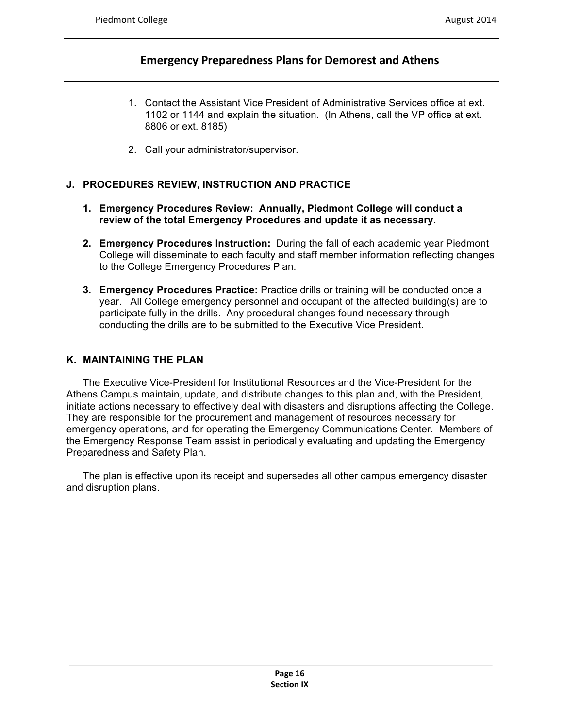# Emergency Preparedness Plans for Demorest and Athens

1. Contact the Assistant Vice President of Administrative Services office at ext. 1102 or 1144 and explain the situation. (In Athens, call the VP office at ext. 8806 or ext. 8185)

2. Call your administrator/supervisor.

## J. PROCEDURES REVIEW, INSTRUCTION AND PRACTICE

1. **Emergency Procedures Review: Annually, Piedmont College will conduct a review of the total Emergency Procedures and update it as necessary.**

2. **Emergency Procedures Instruction:** During the fall of each academic year Piedmont College will disseminate to each faculty and staff member information reflecting changes to the College Emergency Procedures Plan.

3. **Emergency Procedures Practice:** Practice drills or training will be conducted once a year. All College emergency personnel and occupant of the affected building(s) are to participate fully in the drills. Any procedural changes found necessary through conducting the drills are to be submitted to the Executive Vice President.

## K. MAINTAINING THE PLAN

The Executive Vice-President for Institutional Resources and the Vice-President for the Athens Campus maintain, update, and distribute changes to this plan and, with the President, initiate actions necessary to effectively deal with disasters and disruptions affecting the College. They are responsible for the procurement and management of resources necessary for emergency operations, and for operating the Emergency Communications Center. Members of the Emergency Response Team assist in periodically evaluating and updating the Emergency Preparedness and Safety Plan.

The plan is effective upon its receipt and supersedes all other campus emergency disaster and disruption plans.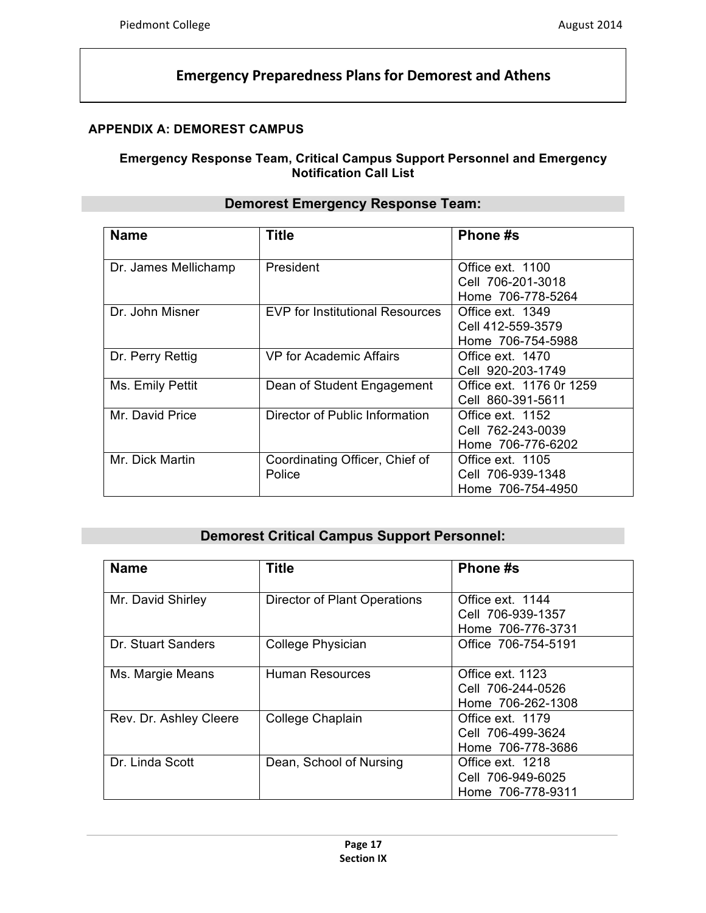# Emergency Preparedness Plans for Demorest and Athens

## APPENDIX A: DEMOREST CAMPUS

### Emergency Response Team, Critical Campus Support Personnel and Emergency Notification Call List

### Demorest Emergency Response Team:

| Name | Title | Phone #s |
|---|---|---|
| Dr. James Mellichamp | President | Office ext. 1100<br>Cell 706-201-3018<br>Home 706-778-5264 |
| Dr. John Misner | EVP for Institutional Resources | Office ext. 1349<br>Cell 412-559-3579<br>Home 706-754-5988 |
| Dr. Perry Rettig | VP for Academic Affairs | Office ext. 1470<br>Cell 920-203-1749 |
| Ms. Emily Pettit | Dean of Student Engagement | Office ext. 1176 0r 1259<br>Cell 860-391-5611 |
| Mr. David Price | Director of Public Information | Office ext. 1152<br>Cell 762-243-0039<br>Home 706-776-6202 |
| Mr. Dick Martin | Coordinating Officer, Chief of Police | Office ext. 1105<br>Cell 706-939-1348<br>Home 706-754-4950 |

### Demorest Critical Campus Support Personnel:

| Name | Title | Phone #s |
|---|---|---|
| Mr. David Shirley | Director of Plant Operations | Office ext. 1144<br>Cell 706-939-1357<br>Home 706-776-3731 |
| Dr. Stuart Sanders | College Physician | Office 706-754-5191 |
| Ms. Margie Means | Human Resources | Office ext. 1123<br>Cell 706-244-0526<br>Home 706-262-1308 |
| Rev. Dr. Ashley Cleere | College Chaplain | Office ext. 1179<br>Cell 706-499-3624<br>Home 706-778-3686 |
| Dr. Linda Scott | Dean, School of Nursing | Office ext. 1218<br>Cell 706-949-6025<br>Home 706-778-9311 |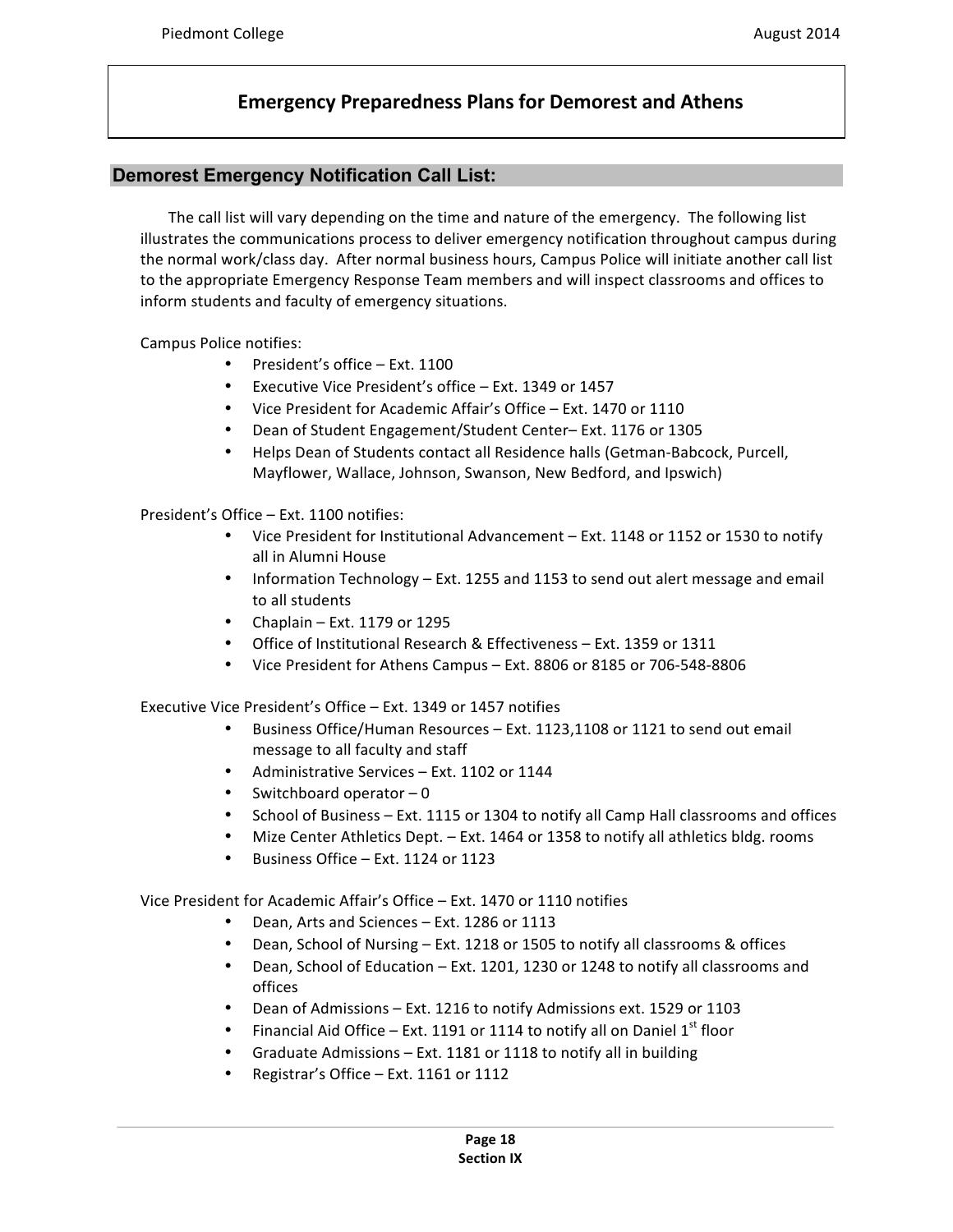# Emergency Preparedness Plans for Demorest and Athens

## Demorest Emergency Notification Call List:

The call list will vary depending on the time and nature of the emergency. The following list illustrates the communications process to deliver emergency notification throughout campus during the normal work/class day. After normal business hours, Campus Police will initiate another call list to the appropriate Emergency Response Team members and will inspect classrooms and offices to inform students and faculty of emergency situations.

Campus Police notifies:

- President's office – Ext. 1100
- Executive Vice President's office – Ext. 1349 or 1457
- Vice President for Academic Affair's Office – Ext. 1470 or 1110
- Dean of Student Engagement/Student Center– Ext. 1176 or 1305
- Helps Dean of Students contact all Residence halls (Getman-Babcock, Purcell, Mayflower, Wallace, Johnson, Swanson, New Bedford, and Ipswich)

President's Office – Ext. 1100 notifies:

- Vice President for Institutional Advancement – Ext. 1148 or 1152 or 1530 to notify all in Alumni House
- Information Technology – Ext. 1255 and 1153 to send out alert message and email to all students
- Chaplain – Ext. 1179 or 1295
- Office of Institutional Research & Effectiveness – Ext. 1359 or 1311
- Vice President for Athens Campus – Ext. 8806 or 8185 or 706-548-8806

Executive Vice President's Office – Ext. 1349 or 1457 notifies

- Business Office/Human Resources – Ext. 1123,1108 or 1121 to send out email message to all faculty and staff
- Administrative Services – Ext. 1102 or 1144
- Switchboard operator – 0
- School of Business – Ext. 1115 or 1304 to notify all Camp Hall classrooms and offices
- Mize Center Athletics Dept. – Ext. 1464 or 1358 to notify all athletics bldg. rooms
- Business Office – Ext. 1124 or 1123

Vice President for Academic Affair's Office – Ext. 1470 or 1110 notifies

- Dean, Arts and Sciences – Ext. 1286 or 1113
- Dean, School of Nursing – Ext. 1218 or 1505 to notify all classrooms & offices
- Dean, School of Education – Ext. 1201, 1230 or 1248 to notify all classrooms and offices
- Dean of Admissions – Ext. 1216 to notify Admissions ext. 1529 or 1103
- Financial Aid Office – Ext. 1191 or 1114 to notify all on Daniel 1st floor
- Graduate Admissions – Ext. 1181 or 1118 to notify all in building
- Registrar's Office – Ext. 1161 or 1112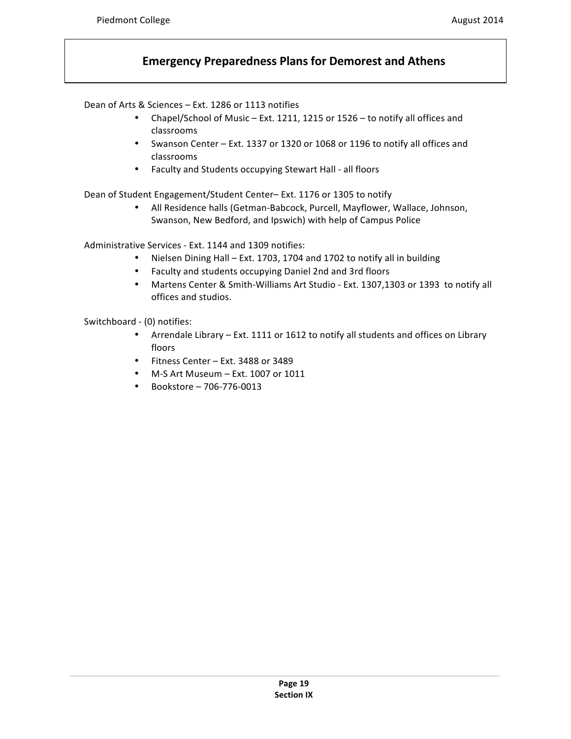## Emergency Preparedness Plans for Demorest and Athens

Dean of Arts & Sciences – Ext. 1286 or 1113 notifies

- Chapel/School of Music – Ext. 1211, 1215 or 1526 – to notify all offices and classrooms
- Swanson Center – Ext. 1337 or 1320 or 1068 or 1196 to notify all offices and classrooms
- Faculty and Students occupying Stewart Hall - all floors

Dean of Student Engagement/Student Center– Ext. 1176 or 1305 to notify

- All Residence halls (Getman-Babcock, Purcell, Mayflower, Wallace, Johnson, Swanson, New Bedford, and Ipswich) with help of Campus Police

Administrative Services - Ext. 1144 and 1309 notifies:

- Nielsen Dining Hall – Ext. 1703, 1704 and 1702 to notify all in building
- Faculty and students occupying Daniel 2nd and 3rd floors
- Martens Center & Smith-Williams Art Studio - Ext. 1307,1303 or 1393 to notify all offices and studios.

Switchboard - (0) notifies:

- Arrendale Library – Ext. 1111 or 1612 to notify all students and offices on Library floors
- Fitness Center – Ext. 3488 or 3489
- M-S Art Museum – Ext. 1007 or 1011
- Bookstore – 706-776-0013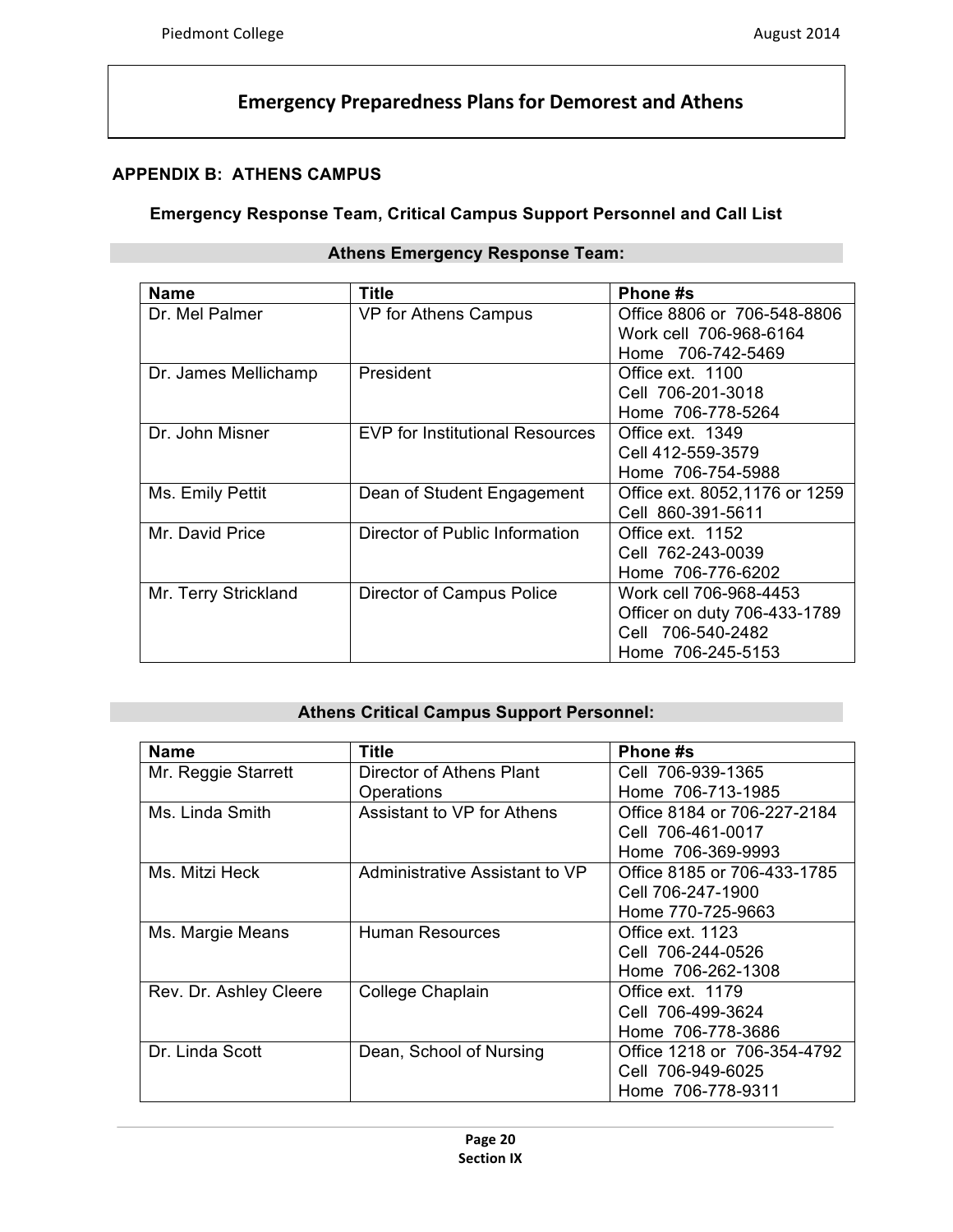# Emergency Preparedness Plans for Demorest and Athens

## APPENDIX B: ATHENS CAMPUS

### Emergency Response Team, Critical Campus Support Personnel and Call List

**Athens Emergency Response Team:**

| Name | Title | Phone #s |
|---|---|---|
| Dr. Mel Palmer | VP for Athens Campus | Office 8806 or 706-548-8806<br>Work cell 706-968-6164<br>Home 706-742-5469 |
| Dr. James Mellichamp | President | Office ext. 1100<br>Cell 706-201-3018<br>Home 706-778-5264 |
| Dr. John Misner | EVP for Institutional Resources | Office ext. 1349<br>Cell 412-559-3579<br>Home 706-754-5988 |
| Ms. Emily Pettit | Dean of Student Engagement | Office ext. 8052,1176 or 1259<br>Cell 860-391-5611 |
| Mr. David Price | Director of Public Information | Office ext. 1152<br>Cell 762-243-0039<br>Home 706-776-6202 |
| Mr. Terry Strickland | Director of Campus Police | Work cell 706-968-4453<br>Officer on duty 706-433-1789<br>Cell 706-540-2482<br>Home 706-245-5153 |

**Athens Critical Campus Support Personnel:**

| Name | Title | Phone #s |
|---|---|---|
| Mr. Reggie Starrett | Director of Athens Plant Operations | Cell 706-939-1365<br>Home 706-713-1985 |
| Ms. Linda Smith | Assistant to VP for Athens | Office 8184 or 706-227-2184<br>Cell 706-461-0017<br>Home 706-369-9993 |
| Ms. Mitzi Heck | Administrative Assistant to VP | Office 8185 or 706-433-1785<br>Cell 706-247-1900<br>Home 770-725-9663 |
| Ms. Margie Means | Human Resources | Office ext. 1123<br>Cell 706-244-0526<br>Home 706-262-1308 |
| Rev. Dr. Ashley Cleere | College Chaplain | Office ext. 1179<br>Cell 706-499-3624<br>Home 706-778-3686 |
| Dr. Linda Scott | Dean, School of Nursing | Office 1218 or 706-354-4792<br>Cell 706-949-6025<br>Home 706-778-9311 |

Section IX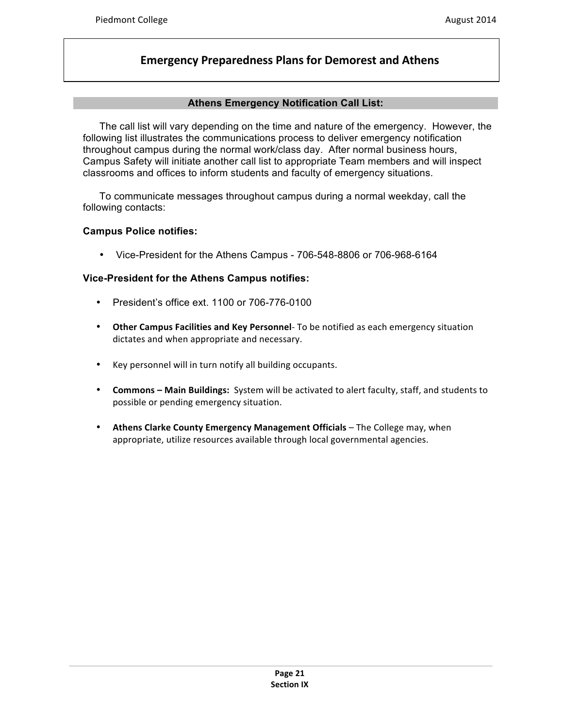# Emergency Preparedness Plans for Demorest and Athens

## Athens Emergency Notification Call List:

The call list will vary depending on the time and nature of the emergency. However, the following list illustrates the communications process to deliver emergency notification throughout campus during the normal work/class day. After normal business hours, Campus Safety will initiate another call list to appropriate Team members and will inspect classrooms and offices to inform students and faculty of emergency situations.

To communicate messages throughout campus during a normal weekday, call the following contacts:

**Campus Police notifies:**

- Vice-President for the Athens Campus - 706-548-8806 or 706-968-6164

**Vice-President for the Athens Campus notifies:**

- President's office ext. 1100 or 706-776-0100
- **Other Campus Facilities and Key Personnel**- To be notified as each emergency situation dictates and when appropriate and necessary.
- Key personnel will in turn notify all building occupants.
- **Commons – Main Buildings:** System will be activated to alert faculty, staff, and students to possible or pending emergency situation.
- **Athens Clarke County Emergency Management Officials** – The College may, when appropriate, utilize resources available through local governmental agencies.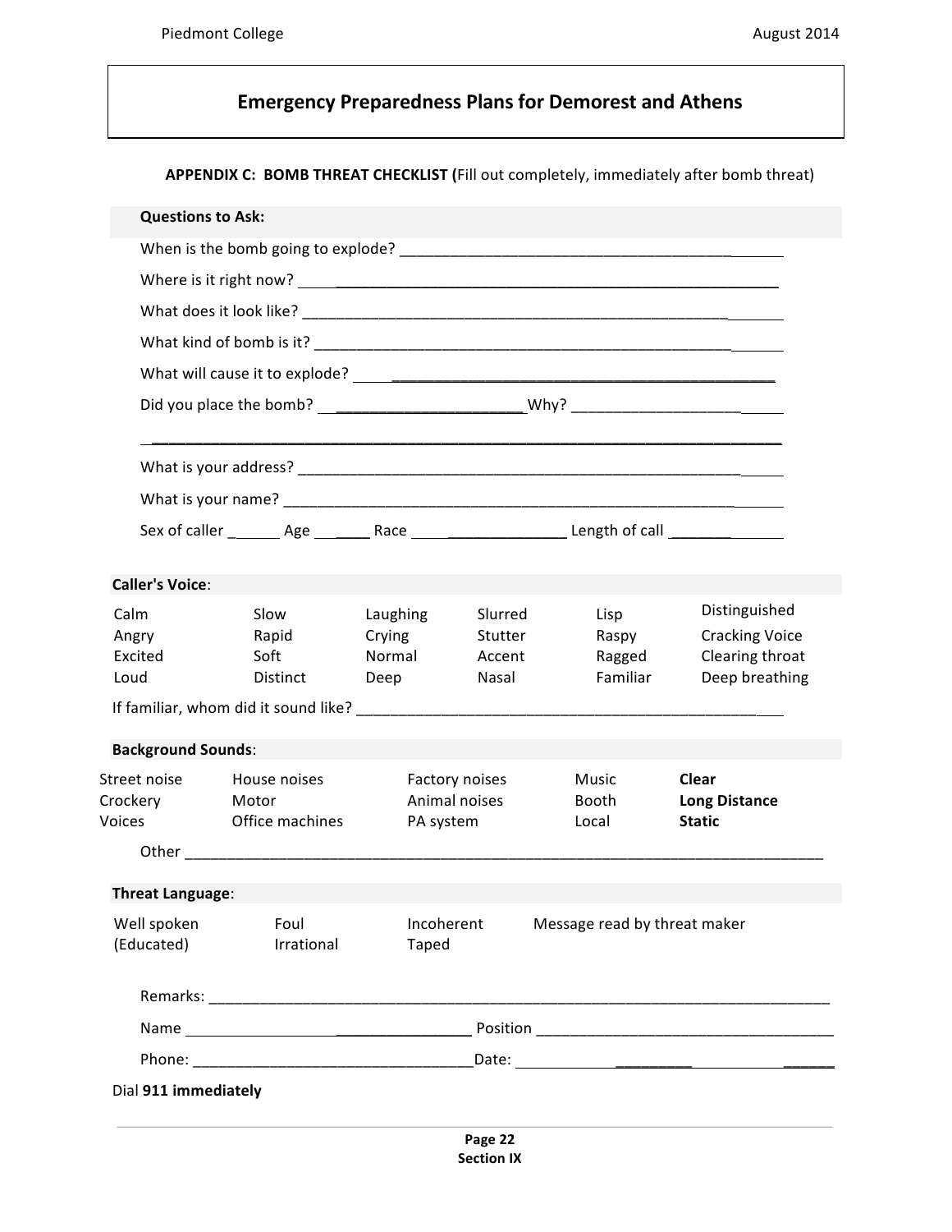# Emergency Preparedness Plans for Demorest and Athens

**APPENDIX C: BOMB THREAT CHECKLIST (**Fill out completely, immediately after bomb threat)

**Questions to Ask:**

When is the bomb going to explode? ______________________________________________

Where is it right now? ______________________________________________

What does it look like? ______________________________________________

What kind of bomb is it? ______________________________________________

What will cause it to explode? ______________________________________________

Did you place the bomb? ________________________ Why? ________________________

______________________________________________________________________________

What is your address? ______________________________________________

What is your name? ______________________________________________

Sex of caller ______ Age ______ Race ______________ Length of call ______________

**Caller's Voice**:

| | | | | | |
|---|---|---|---|---|---|
| Calm | Slow | Laughing | Slurred | Lisp | Distinguished |
| Angry | Rapid | Crying | Stutter | Raspy | Cracking Voice |
| Excited | Soft | Normal | Accent | Ragged | Clearing throat |
| Loud | Distinct | Deep | Nasal | Familiar | Deep breathing |

If familiar, whom did it sound like? ______________________________________________

**Background Sounds**:

| | | | | |
|---|---|---|---|---|
| Street noise | House noises | Factory noises | Music | **Clear** |
| Crockery | Motor | Animal noises | Booth | **Long Distance** |
| Voices | Office machines | PA system | Local | **Static** |

Other ______________________________________________________________________________

**Threat Language**:

| | | | |
|---|---|---|---|
| Well spoken (Educated) | Foul | Incoherent | Message read by threat maker |
| | Irrational | Taped | |

Remarks: ______________________________________________________________________________

Name ________________________________ Position ________________________________

Phone: ________________________________ Date: ________________________________

Dial **911 immediately**

**Section IX**